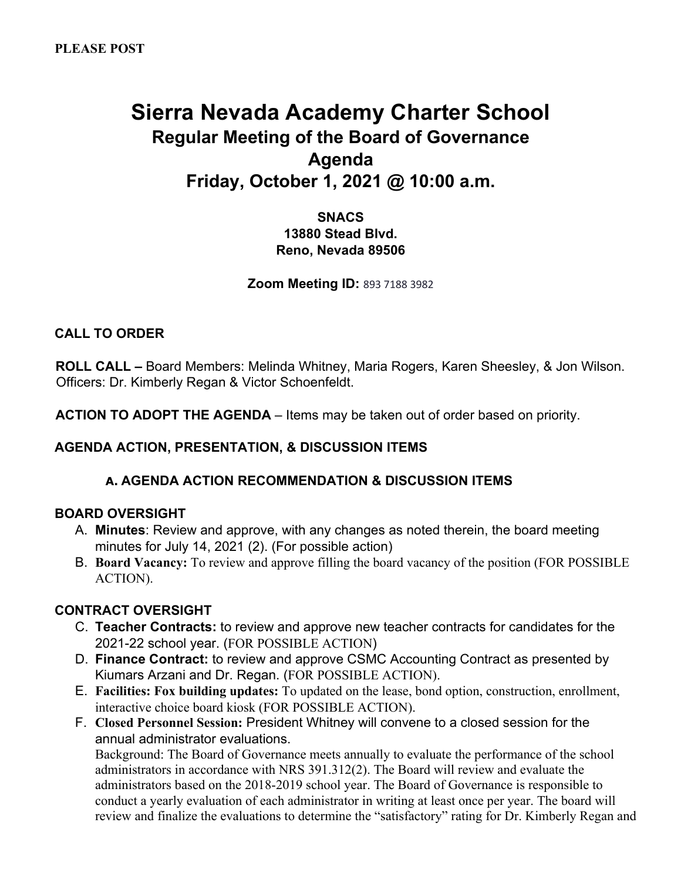**PLEASE POST**

# Sierra Nevada Academy Charter School

## Regular Meeting of the Board of Governance

## Agenda

## Friday, October 1, 2021 @ 10:00 a.m.

**SNACS**
**13880 Stead Blvd.**
**Reno, Nevada 89506**

**Zoom Meeting ID:** 893 7188 3982

**CALL TO ORDER**

**ROLL CALL –** Board Members: Melinda Whitney, Maria Rogers, Karen Sheesley, & Jon Wilson. Officers: Dr. Kimberly Regan & Victor Schoenfeldt.

**ACTION TO ADOPT THE AGENDA** – Items may be taken out of order based on priority.

**AGENDA ACTION, PRESENTATION, & DISCUSSION ITEMS**

**a. AGENDA ACTION RECOMMENDATION & DISCUSSION ITEMS**

**BOARD OVERSIGHT**

A. **Minutes**: Review and approve, with any changes as noted therein, the board meeting minutes for July 14, 2021 (2). (For possible action)
B. **Board Vacancy:** To review and approve filling the board vacancy of the position (FOR POSSIBLE ACTION).

**CONTRACT OVERSIGHT**

C. **Teacher Contracts:** to review and approve new teacher contracts for candidates for the 2021-22 school year. (FOR POSSIBLE ACTION)
D. **Finance Contract:** to review and approve CSMC Accounting Contract as presented by Kiumars Arzani and Dr. Regan. (FOR POSSIBLE ACTION).
E. **Facilities: Fox building updates:** To updated on the lease, bond option, construction, enrollment, interactive choice board kiosk (FOR POSSIBLE ACTION).
F. **Closed Personnel Session:** President Whitney will convene to a closed session for the annual administrator evaluations.
   Background: The Board of Governance meets annually to evaluate the performance of the school administrators in accordance with NRS 391.312(2). The Board will review and evaluate the administrators based on the 2018-2019 school year. The Board of Governance is responsible to conduct a yearly evaluation of each administrator in writing at least once per year. The board will review and finalize the evaluations to determine the "satisfactory" rating for Dr. Kimberly Regan and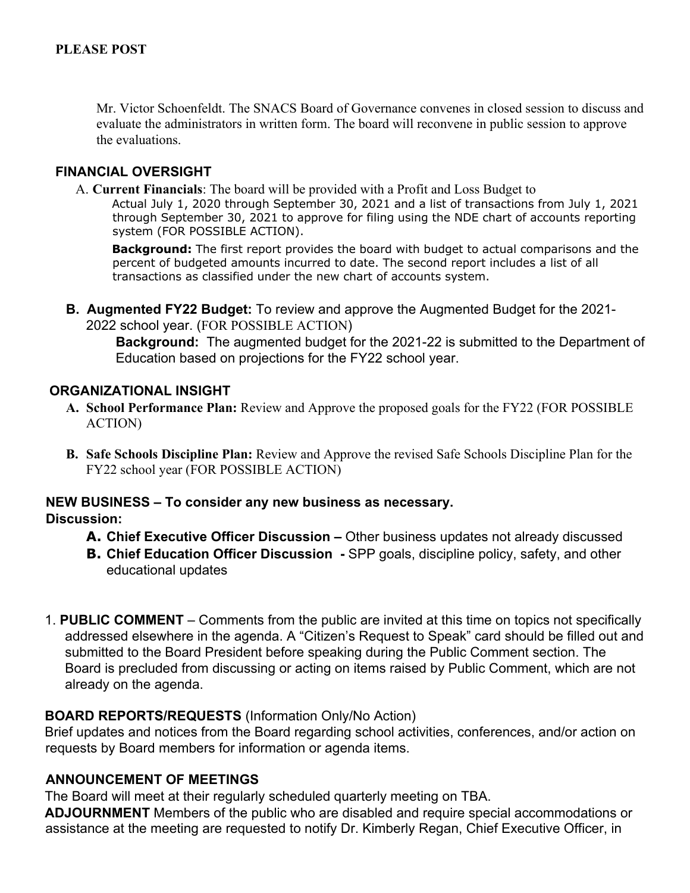**PLEASE POST**

Mr. Victor Schoenfeldt. The SNACS Board of Governance convenes in closed session to discuss and evaluate the administrators in written form. The board will reconvene in public session to approve the evaluations.

## FINANCIAL OVERSIGHT

A. **Current Financials**: The board will be provided with a Profit and Loss Budget to Actual July 1, 2020 through September 30, 2021 and a list of transactions from July 1, 2021 through September 30, 2021 to approve for filing using the NDE chart of accounts reporting system (FOR POSSIBLE ACTION).

**Background:** The first report provides the board with budget to actual comparisons and the percent of budgeted amounts incurred to date. The second report includes a list of all transactions as classified under the new chart of accounts system.

**B. Augmented FY22 Budget:** To review and approve the Augmented Budget for the 2021-2022 school year. (FOR POSSIBLE ACTION)

**Background:** The augmented budget for the 2021-22 is submitted to the Department of Education based on projections for the FY22 school year.

## ORGANIZATIONAL INSIGHT

**A. School Performance Plan:** Review and Approve the proposed goals for the FY22 (FOR POSSIBLE ACTION)

**B. Safe Schools Discipline Plan:** Review and Approve the revised Safe Schools Discipline Plan for the FY22 school year (FOR POSSIBLE ACTION)

## NEW BUSINESS – To consider any new business as necessary.

**Discussion:**

**A. Chief Executive Officer Discussion –** Other business updates not already discussed

**B. Chief Education Officer Discussion -** SPP goals, discipline policy, safety, and other educational updates

1. **PUBLIC COMMENT** – Comments from the public are invited at this time on topics not specifically addressed elsewhere in the agenda. A "Citizen's Request to Speak" card should be filled out and submitted to the Board President before speaking during the Public Comment section. The Board is precluded from discussing or acting on items raised by Public Comment, which are not already on the agenda.

**BOARD REPORTS/REQUESTS** (Information Only/No Action)

Brief updates and notices from the Board regarding school activities, conferences, and/or action on requests by Board members for information or agenda items.

**ANNOUNCEMENT OF MEETINGS**

The Board will meet at their regularly scheduled quarterly meeting on TBA.

**ADJOURNMENT** Members of the public who are disabled and require special accommodations or assistance at the meeting are requested to notify Dr. Kimberly Regan, Chief Executive Officer, in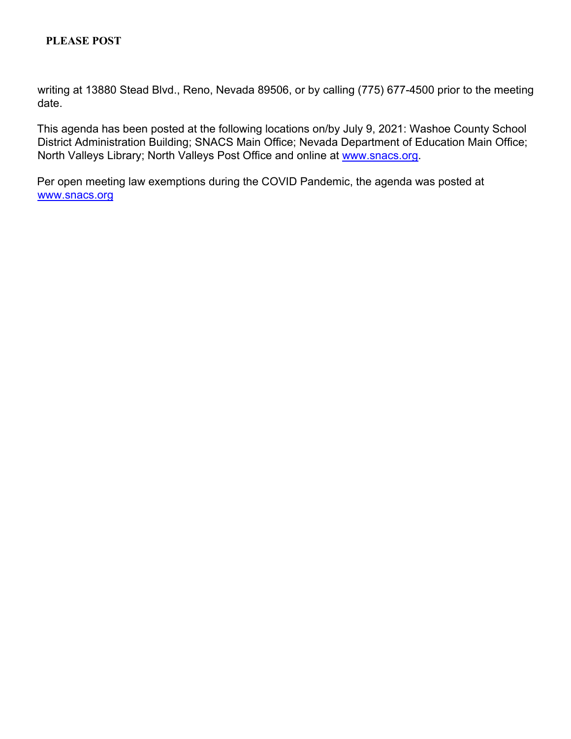**PLEASE POST**

writing at 13880 Stead Blvd., Reno, Nevada 89506, or by calling (775) 677-4500 prior to the meeting date.

This agenda has been posted at the following locations on/by July 9, 2021: Washoe County School District Administration Building; SNACS Main Office; Nevada Department of Education Main Office; North Valleys Library; North Valleys Post Office and online at www.snacs.org.

Per open meeting law exemptions during the COVID Pandemic, the agenda was posted at www.snacs.org